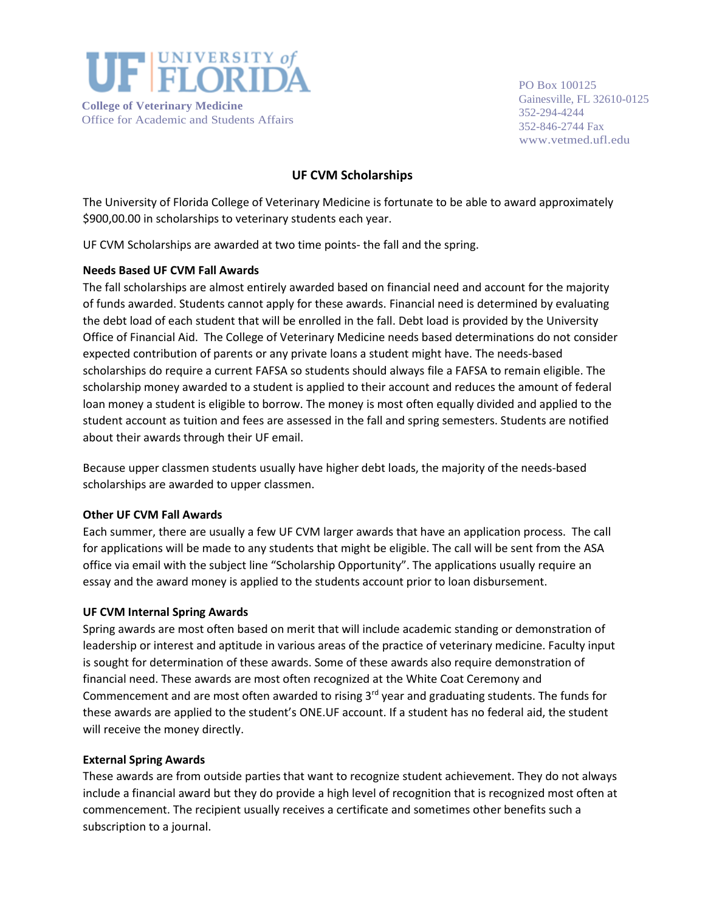UF | UNIVERSITY of FLORIDA

**College of Veterinary Medicine**
Office for Academic and Students Affairs

PO Box 100125
Gainesville, FL 32610-0125
352-294-4244
352-846-2744 Fax
www.vetmed.ufl.edu

# UF CVM Scholarships

The University of Florida College of Veterinary Medicine is fortunate to be able to award approximately $900,00.00 in scholarships to veterinary students each year.

UF CVM Scholarships are awarded at two time points- the fall and the spring.

**Needs Based UF CVM Fall Awards**

The fall scholarships are almost entirely awarded based on financial need and account for the majority of funds awarded. Students cannot apply for these awards. Financial need is determined by evaluating the debt load of each student that will be enrolled in the fall. Debt load is provided by the University Office of Financial Aid. The College of Veterinary Medicine needs based determinations do not consider expected contribution of parents or any private loans a student might have. The needs-based scholarships do require a current FAFSA so students should always file a FAFSA to remain eligible. The scholarship money awarded to a student is applied to their account and reduces the amount of federal loan money a student is eligible to borrow. The money is most often equally divided and applied to the student account as tuition and fees are assessed in the fall and spring semesters. Students are notified about their awards through their UF email.

Because upper classmen students usually have higher debt loads, the majority of the needs-based scholarships are awarded to upper classmen.

**Other UF CVM Fall Awards**

Each summer, there are usually a few UF CVM larger awards that have an application process. The call for applications will be made to any students that might be eligible. The call will be sent from the ASA office via email with the subject line "Scholarship Opportunity". The applications usually require an essay and the award money is applied to the students account prior to loan disbursement.

**UF CVM Internal Spring Awards**

Spring awards are most often based on merit that will include academic standing or demonstration of leadership or interest and aptitude in various areas of the practice of veterinary medicine. Faculty input is sought for determination of these awards. Some of these awards also require demonstration of financial need. These awards are most often recognized at the White Coat Ceremony and Commencement and are most often awarded to rising 3rd year and graduating students. The funds for these awards are applied to the student's ONE.UF account. If a student has no federal aid, the student will receive the money directly.

**External Spring Awards**

These awards are from outside parties that want to recognize student achievement. They do not always include a financial award but they do provide a high level of recognition that is recognized most often at commencement. The recipient usually receives a certificate and sometimes other benefits such a subscription to a journal.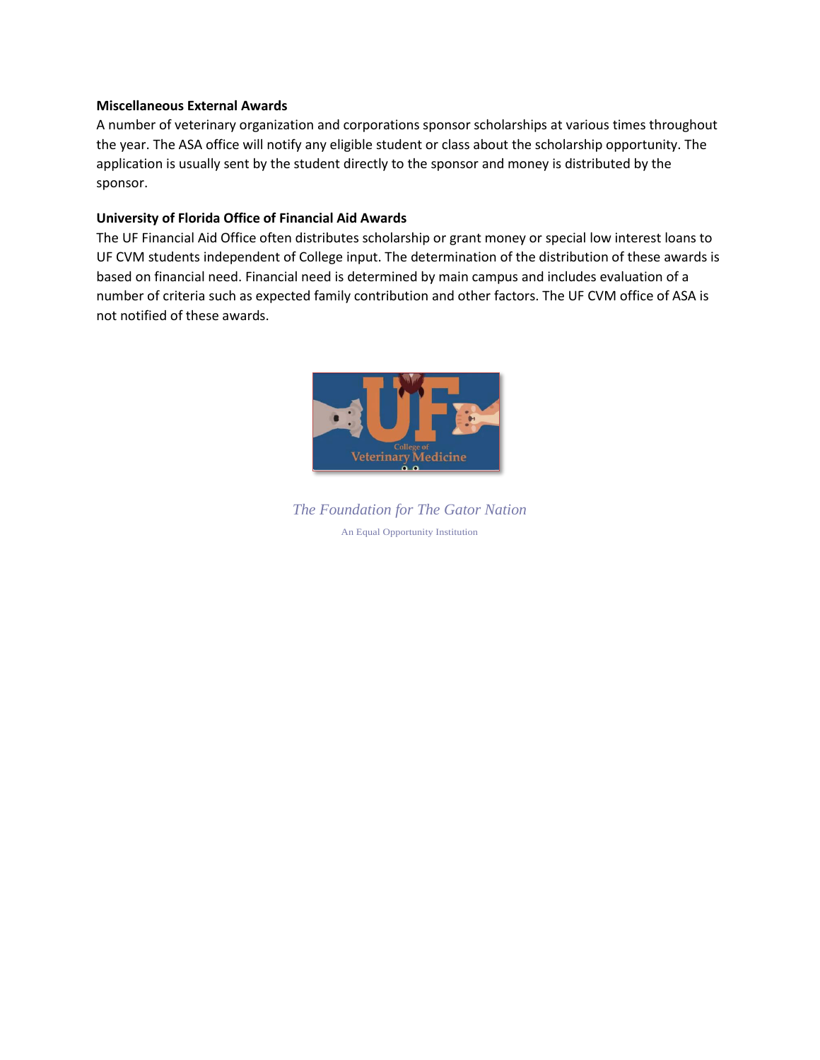**Miscellaneous External Awards**

A number of veterinary organization and corporations sponsor scholarships at various times throughout the year. The ASA office will notify any eligible student or class about the scholarship opportunity. The application is usually sent by the student directly to the sponsor and money is distributed by the sponsor.

**University of Florida Office of Financial Aid Awards**

The UF Financial Aid Office often distributes scholarship or grant money or special low interest loans to UF CVM students independent of College input. The determination of the distribution of these awards is based on financial need. Financial need is determined by main campus and includes evaluation of a number of criteria such as expected family contribution and other factors. The UF CVM office of ASA is not notified of these awards.

*The Foundation for The Gator Nation*

An Equal Opportunity Institution